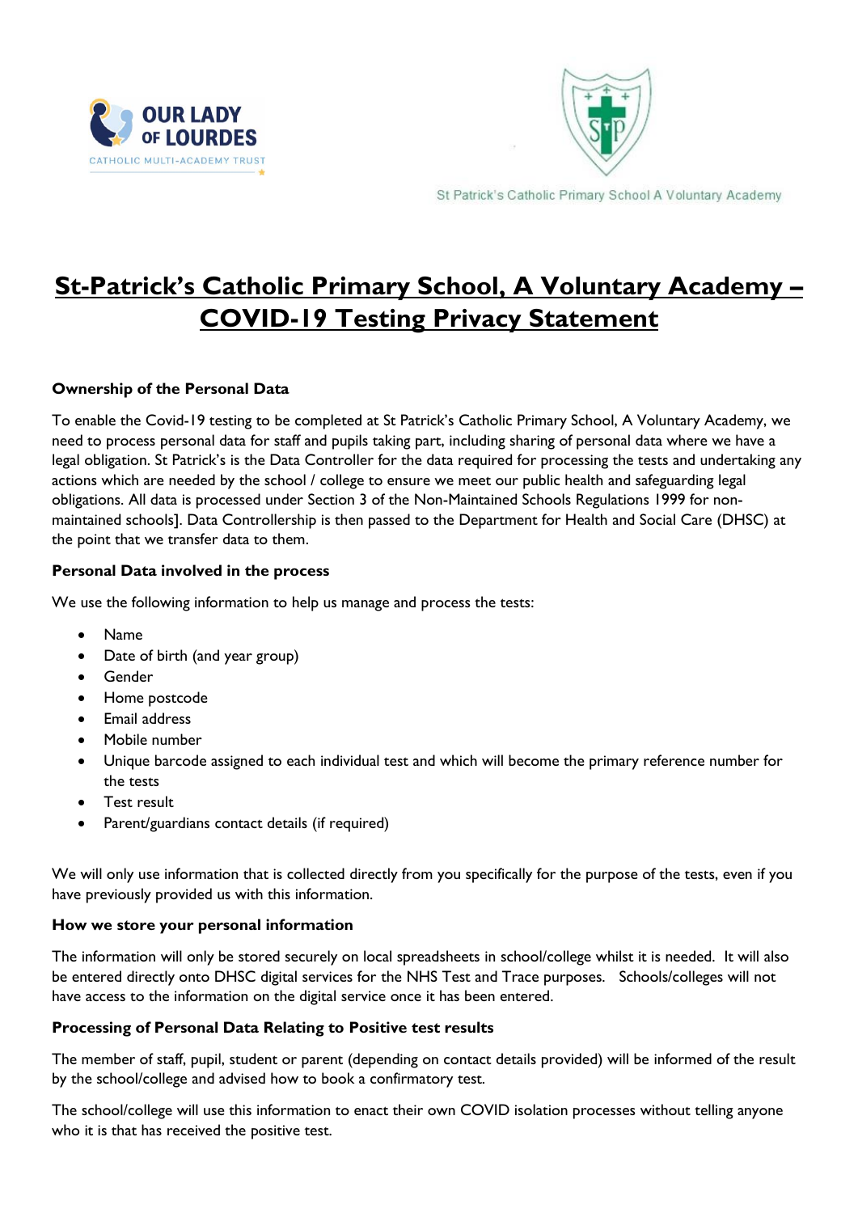# St-Patrick's Catholic Primary School, A Voluntary Academy – COVID-19 Testing Privacy Statement

**Ownership of the Personal Data**

To enable the Covid-19 testing to be completed at St Patrick's Catholic Primary School, A Voluntary Academy, we need to process personal data for staff and pupils taking part, including sharing of personal data where we have a legal obligation. St Patrick's is the Data Controller for the data required for processing the tests and undertaking any actions which are needed by the school / college to ensure we meet our public health and safeguarding legal obligations. All data is processed under Section 3 of the Non-Maintained Schools Regulations 1999 for non-maintained schools]. Data Controllership is then passed to the Department for Health and Social Care (DHSC) at the point that we transfer data to them.

**Personal Data involved in the process**

We use the following information to help us manage and process the tests:

- Name
- Date of birth (and year group)
- Gender
- Home postcode
- Email address
- Mobile number
- Unique barcode assigned to each individual test and which will become the primary reference number for the tests
- Test result
- Parent/guardians contact details (if required)

We will only use information that is collected directly from you specifically for the purpose of the tests, even if you have previously provided us with this information.

**How we store your personal information**

The information will only be stored securely on local spreadsheets in school/college whilst it is needed. It will also be entered directly onto DHSC digital services for the NHS Test and Trace purposes. Schools/colleges will not have access to the information on the digital service once it has been entered.

**Processing of Personal Data Relating to Positive test results**

The member of staff, pupil, student or parent (depending on contact details provided) will be informed of the result by the school/college and advised how to book a confirmatory test.

The school/college will use this information to enact their own COVID isolation processes without telling anyone who it is that has received the positive test.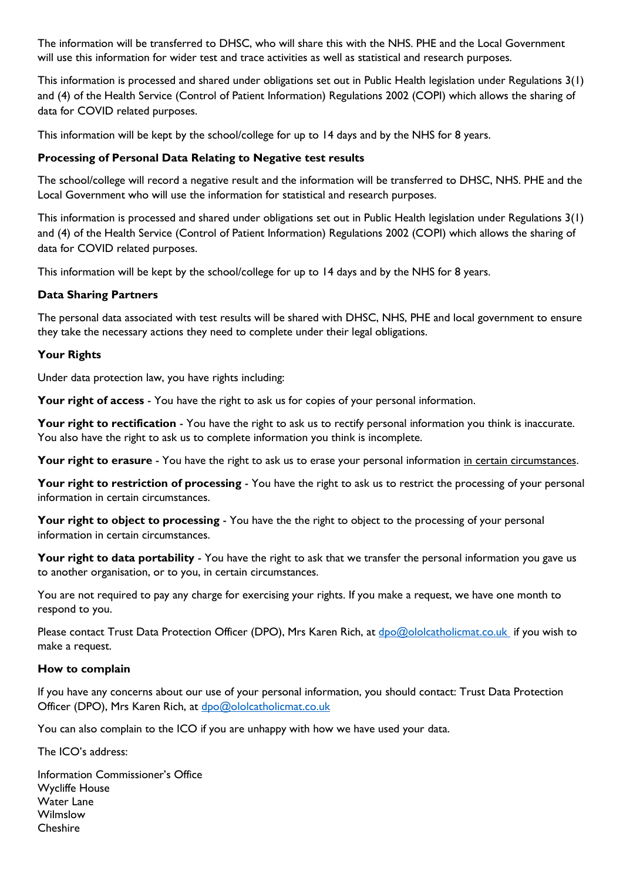The information will be transferred to DHSC, who will share this with the NHS. PHE and the Local Government will use this information for wider test and trace activities as well as statistical and research purposes.

This information is processed and shared under obligations set out in Public Health legislation under Regulations 3(1) and (4) of the Health Service (Control of Patient Information) Regulations 2002 (COPI) which allows the sharing of data for COVID related purposes.

This information will be kept by the school/college for up to 14 days and by the NHS for 8 years.

**Processing of Personal Data Relating to Negative test results**

The school/college will record a negative result and the information will be transferred to DHSC, NHS. PHE and the Local Government who will use the information for statistical and research purposes.

This information is processed and shared under obligations set out in Public Health legislation under Regulations 3(1) and (4) of the Health Service (Control of Patient Information) Regulations 2002 (COPI) which allows the sharing of data for COVID related purposes.

This information will be kept by the school/college for up to 14 days and by the NHS for 8 years.

**Data Sharing Partners**

The personal data associated with test results will be shared with DHSC, NHS, PHE and local government to ensure they take the necessary actions they need to complete under their legal obligations.

**Your Rights**

Under data protection law, you have rights including:

**Your right of access** - You have the right to ask us for copies of your personal information.

**Your right to rectification** - You have the right to ask us to rectify personal information you think is inaccurate. You also have the right to ask us to complete information you think is incomplete.

**Your right to erasure** - You have the right to ask us to erase your personal information in certain circumstances.

**Your right to restriction of processing** - You have the right to ask us to restrict the processing of your personal information in certain circumstances.

**Your right to object to processing** - You have the the right to object to the processing of your personal information in certain circumstances.

**Your right to data portability** - You have the right to ask that we transfer the personal information you gave us to another organisation, or to you, in certain circumstances.

You are not required to pay any charge for exercising your rights. If you make a request, we have one month to respond to you.

Please contact Trust Data Protection Officer (DPO), Mrs Karen Rich, at dpo@ololcatholicmat.co.uk if you wish to make a request.

**How to complain**

If you have any concerns about our use of your personal information, you should contact: Trust Data Protection Officer (DPO), Mrs Karen Rich, at dpo@ololcatholicmat.co.uk

You can also complain to the ICO if you are unhappy with how we have used your data.

The ICO's address:

Information Commissioner's Office
Wycliffe House
Water Lane
Wilmslow
Cheshire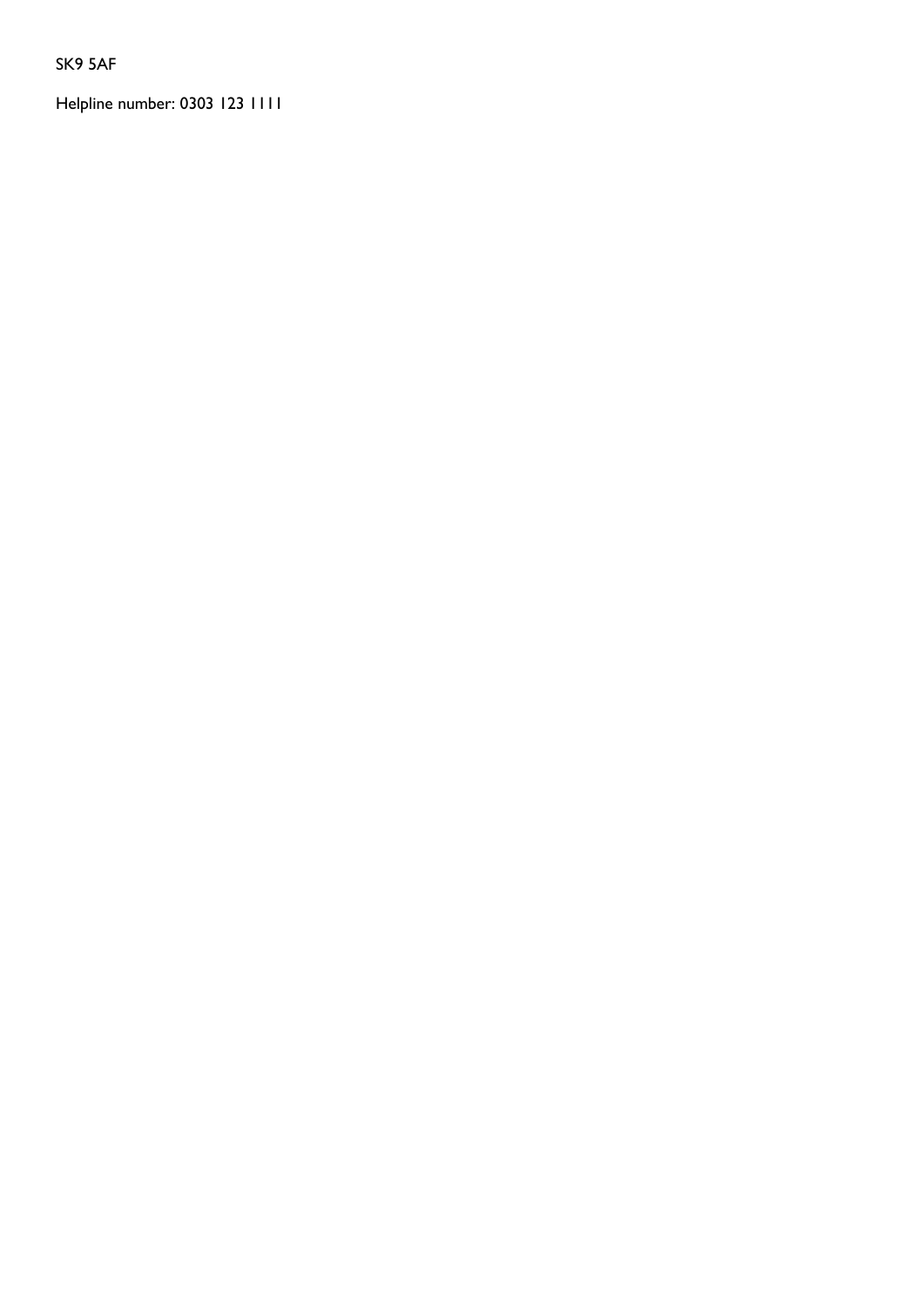SK9 5AF

Helpline number: 0303 123 1111